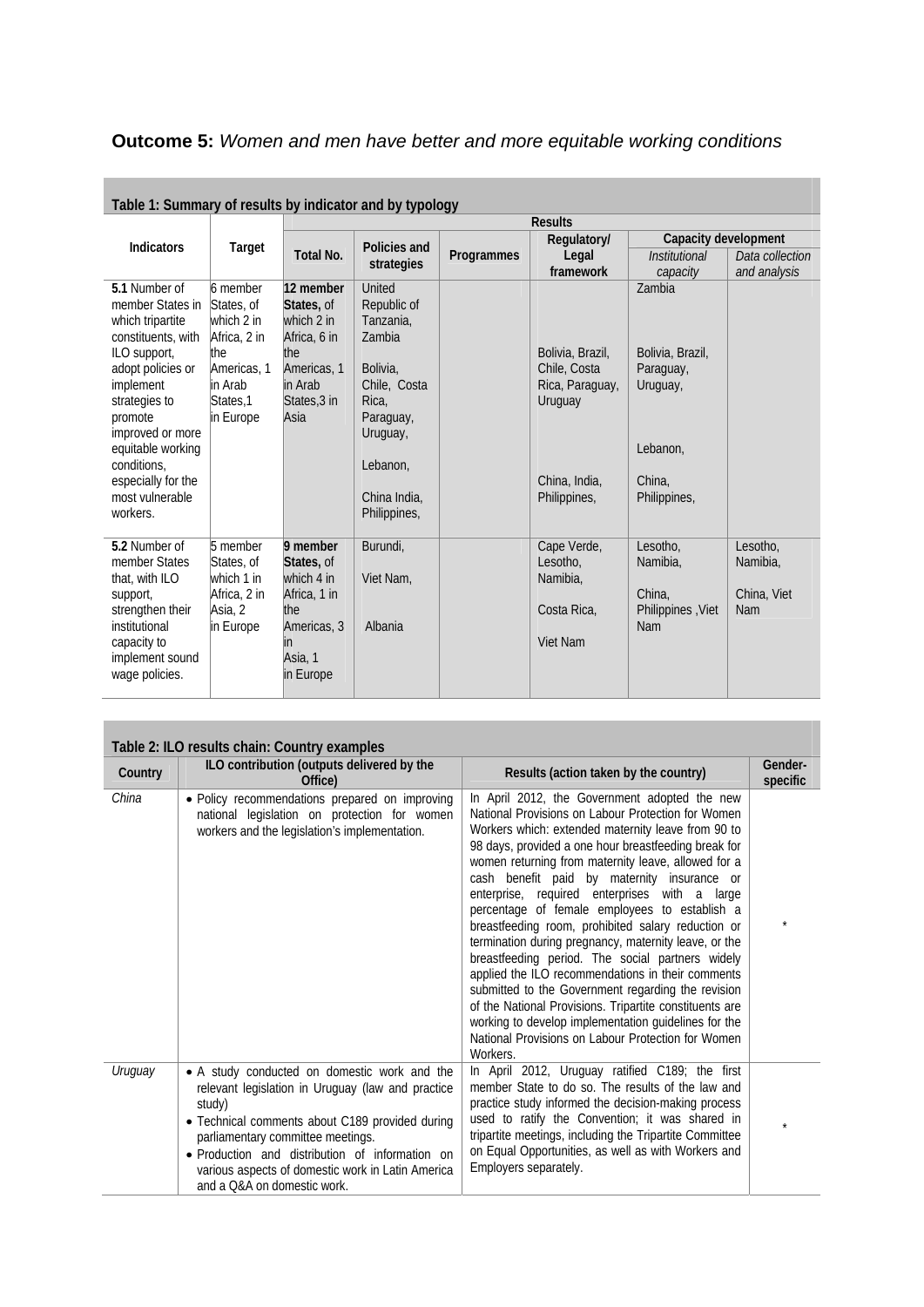# Outcome 5: *Women and men have better and more equitable working conditions*

**Table 1: Summary of results by indicator and by typology**

| Indicators | Target | Results | | | | | |
|---|---|---|---|---|---|---|---|
| | | Total No. | Policies and strategies | Programmes | Regulatory/ Legal framework | Capacity development | |
| | | | | | | *Institutional capacity* | *Data collection and analysis* |
| **5.1** Number of member States in which tripartite constituents, with ILO support, adopt policies or implement strategies to promote improved or more equitable working conditions, especially for the most vulnerable workers. | 6 member States, of which 2 in Africa, 2 in the Americas, 1 in Arab States,1 in Europe | **12 member States,** of which 2 in Africa, 6 in the Americas, 1 in Arab States,3 in Asia | United Republic of Tanzania, Zambia<br><br>Bolivia, Chile, Costa Rica, Paraguay, Uruguay,<br><br>Lebanon,<br><br>China India, Philippines, | | Bolivia, Brazil, Chile, Costa Rica, Paraguay, Uruguay<br><br>China, India, Philippines, | Zambia<br><br>Bolivia, Brazil, Paraguay, Uruguay,<br><br>Lebanon,<br><br>China, Philippines, | |
| **5.2** Number of member States that, with ILO support, strengthen their institutional capacity to implement sound wage policies. | 5 member States, of which 1 in Africa, 2 in Asia, 2 in Europe | **9 member States,** of which 4 in Africa, 1 in the Americas, 3 in Asia, 1 in Europe | Burundi,<br><br>Viet Nam,<br><br>Albania | | Cape Verde, Lesotho, Namibia,<br><br>Costa Rica,<br><br>Viet Nam | Lesotho, Namibia,<br><br>China, Philippines ,Viet Nam | Lesotho, Namibia,<br><br>China, Viet Nam |

**Table 2: ILO results chain: Country examples**

| Country | ILO contribution (outputs delivered by the Office) | Results (action taken by the country) | Gender-specific |
|---|---|---|---|
| *China* | • Policy recommendations prepared on improving national legislation on protection for women workers and the legislation's implementation. | In April 2012, the Government adopted the new National Provisions on Labour Protection for Women Workers which: extended maternity leave from 90 to 98 days, provided a one hour breastfeeding break for women returning from maternity leave, allowed for a cash benefit paid by maternity insurance or enterprise, required enterprises with a large percentage of female employees to establish a breastfeeding room, prohibited salary reduction or termination during pregnancy, maternity leave, or the breastfeeding period. The social partners widely applied the ILO recommendations in their comments submitted to the Government regarding the revision of the National Provisions. Tripartite constituents are working to develop implementation guidelines for the National Provisions on Labour Protection for Women Workers. | * |
| *Uruguay* | • A study conducted on domestic work and the relevant legislation in Uruguay (law and practice study)<br>• Technical comments about C189 provided during parliamentary committee meetings.<br>• Production and distribution of information on various aspects of domestic work in Latin America and a Q&A on domestic work. | In April 2012, Uruguay ratified C189; the first member State to do so. The results of the law and practice study informed the decision-making process used to ratify the Convention; it was shared in tripartite meetings, including the Tripartite Committee on Equal Opportunities, as well as with Workers and Employers separately. | * |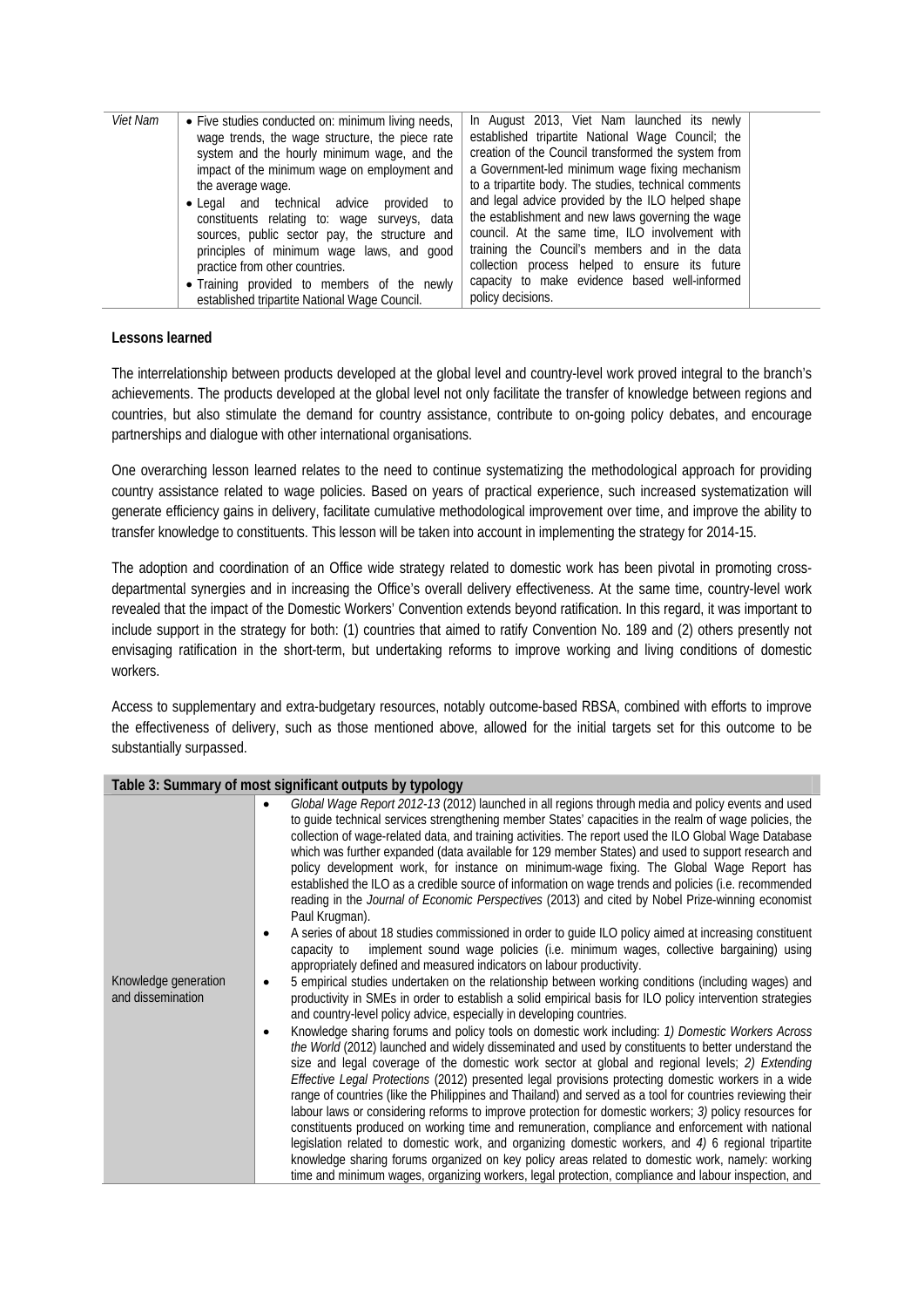| | | | |
|---|---|---|---|
| *Viet Nam* | • Five studies conducted on: minimum living needs, wage trends, the wage structure, the piece rate system and the hourly minimum wage, and the impact of the minimum wage on employment and the average wage.<br>• Legal and technical advice provided to constituents relating to: wage surveys, data sources, public sector pay, the structure and principles of minimum wage laws, and good practice from other countries.<br>• Training provided to members of the newly established tripartite National Wage Council. | In August 2013, Viet Nam launched its newly established tripartite National Wage Council; the creation of the Council transformed the system from a Government-led minimum wage fixing mechanism to a tripartite body. The studies, technical comments and legal advice provided by the ILO helped shape the establishment and new laws governing the wage council. At the same time, ILO involvement with training the Council's members and in the data collection process helped to ensure its future capacity to make evidence based well-informed policy decisions. | |

**Lessons learned**

The interrelationship between products developed at the global level and country-level work proved integral to the branch's achievements. The products developed at the global level not only facilitate the transfer of knowledge between regions and countries, but also stimulate the demand for country assistance, contribute to on-going policy debates, and encourage partnerships and dialogue with other international organisations.

One overarching lesson learned relates to the need to continue systematizing the methodological approach for providing country assistance related to wage policies. Based on years of practical experience, such increased systematization will generate efficiency gains in delivery, facilitate cumulative methodological improvement over time, and improve the ability to transfer knowledge to constituents. This lesson will be taken into account in implementing the strategy for 2014-15.

The adoption and coordination of an Office wide strategy related to domestic work has been pivotal in promoting cross-departmental synergies and in increasing the Office's overall delivery effectiveness. At the same time, country-level work revealed that the impact of the Domestic Workers' Convention extends beyond ratification. In this regard, it was important to include support in the strategy for both: (1) countries that aimed to ratify Convention No. 189 and (2) others presently not envisaging ratification in the short-term, but undertaking reforms to improve working and living conditions of domestic workers.

Access to supplementary and extra-budgetary resources, notably outcome-based RBSA, combined with efforts to improve the effectiveness of delivery, such as those mentioned above, allowed for the initial targets set for this outcome to be substantially surpassed.

| **Table 3: Summary of most significant outputs by typology** | |
|---|---|
| Knowledge generation and dissemination | • *Global Wage Report 2012-13* (2012) launched in all regions through media and policy events and used to guide technical services strengthening member States' capacities in the realm of wage policies, the collection of wage-related data, and training activities. The report used the ILO Global Wage Database which was further expanded (data available for 129 member States) and used to support research and policy development work, for instance on minimum-wage fixing. The Global Wage Report has established the ILO as a credible source of information on wage trends and policies (i.e. recommended reading in the *Journal of Economic Perspectives* (2013) and cited by Nobel Prize-winning economist Paul Krugman).<br>• A series of about 18 studies commissioned in order to guide ILO policy aimed at increasing constituent capacity to implement sound wage policies (i.e. minimum wages, collective bargaining) using appropriately defined and measured indicators on labour productivity.<br>• 5 empirical studies undertaken on the relationship between working conditions (including wages) and productivity in SMEs in order to establish a solid empirical basis for ILO policy intervention strategies and country-level policy advice, especially in developing countries.<br>• Knowledge sharing forums and policy tools on domestic work including: *1) Domestic Workers Across the World* (2012) launched and widely disseminated and used by constituents to better understand the size and legal coverage of the domestic work sector at global and regional levels; *2) Extending Effective Legal Protections* (2012) presented legal provisions protecting domestic workers in a wide range of countries (like the Philippines and Thailand) and served as a tool for countries reviewing their labour laws or considering reforms to improve protection for domestic workers; *3)* policy resources for constituents produced on working time and remuneration, compliance and enforcement with national legislation related to domestic work, and organizing domestic workers, and *4)* 6 regional tripartite knowledge sharing forums organized on key policy areas related to domestic work, namely: working time and minimum wages, organizing workers, legal protection, compliance and labour inspection, and |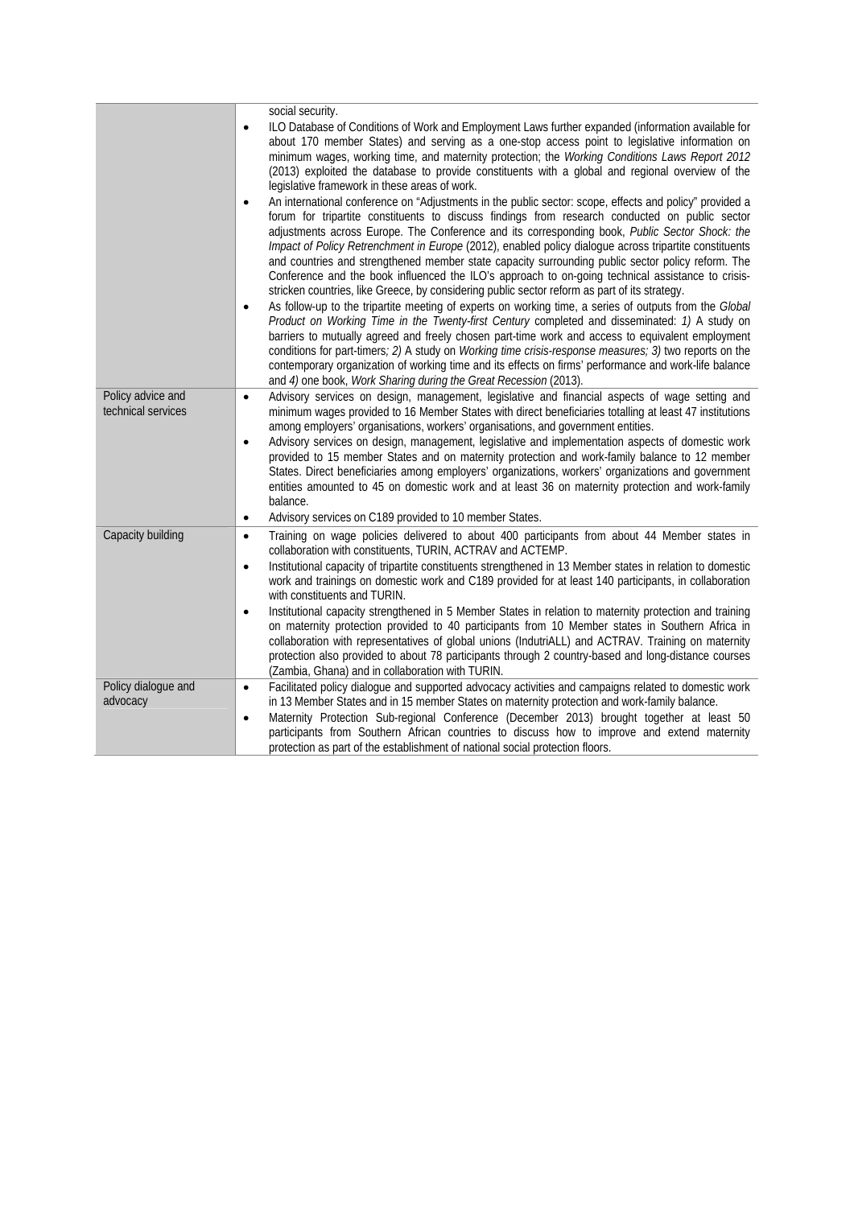| | |
|---|---|
| | social security.<br>• ILO Database of Conditions of Work and Employment Laws further expanded (information available for about 170 member States) and serving as a one-stop access point to legislative information on minimum wages, working time, and maternity protection; the *Working Conditions Laws Report 2012* (2013) exploited the database to provide constituents with a global and regional overview of the legislative framework in these areas of work.<br>• An international conference on "Adjustments in the public sector: scope, effects and policy" provided a forum for tripartite constituents to discuss findings from research conducted on public sector adjustments across Europe. The Conference and its corresponding book, *Public Sector Shock: the Impact of Policy Retrenchment in Europe* (2012), enabled policy dialogue across tripartite constituents and countries and strengthened member state capacity surrounding public sector policy reform. The Conference and the book influenced the ILO's approach to on-going technical assistance to crisis-stricken countries, like Greece, by considering public sector reform as part of its strategy.<br>• As follow-up to the tripartite meeting of experts on working time, a series of outputs from the *Global Product on Working Time in the Twenty-first Century* completed and disseminated: *1)* A study on barriers to mutually agreed and freely chosen part-time work and access to equivalent employment conditions for part-timers*; 2)* A study on *Working time crisis-response measures; 3)* two reports on the contemporary organization of working time and its effects on firms' performance and work-life balance and *4)* one book, *Work Sharing during the Great Recession* (2013). |
| Policy advice and technical services | • Advisory services on design, management, legislative and financial aspects of wage setting and minimum wages provided to 16 Member States with direct beneficiaries totalling at least 47 institutions among employers' organisations, workers' organisations, and government entities.<br>• Advisory services on design, management, legislative and implementation aspects of domestic work provided to 15 member States and on maternity protection and work-family balance to 12 member States. Direct beneficiaries among employers' organizations, workers' organizations and government entities amounted to 45 on domestic work and at least 36 on maternity protection and work-family balance.<br>• Advisory services on C189 provided to 10 member States. |
| Capacity building | • Training on wage policies delivered to about 400 participants from about 44 Member states in collaboration with constituents, TURIN, ACTRAV and ACTEMP.<br>• Institutional capacity of tripartite constituents strengthened in 13 Member states in relation to domestic work and trainings on domestic work and C189 provided for at least 140 participants, in collaboration with constituents and TURIN.<br>• Institutional capacity strengthened in 5 Member States in relation to maternity protection and training on maternity protection provided to 40 participants from 10 Member states in Southern Africa in collaboration with representatives of global unions (IndutriALL) and ACTRAV. Training on maternity protection also provided to about 78 participants through 2 country-based and long-distance courses (Zambia, Ghana) and in collaboration with TURIN. |
| Policy dialogue and advocacy | • Facilitated policy dialogue and supported advocacy activities and campaigns related to domestic work in 13 Member States and in 15 member States on maternity protection and work-family balance.<br>• Maternity Protection Sub-regional Conference (December 2013) brought together at least 50 participants from Southern African countries to discuss how to improve and extend maternity protection as part of the establishment of national social protection floors. |